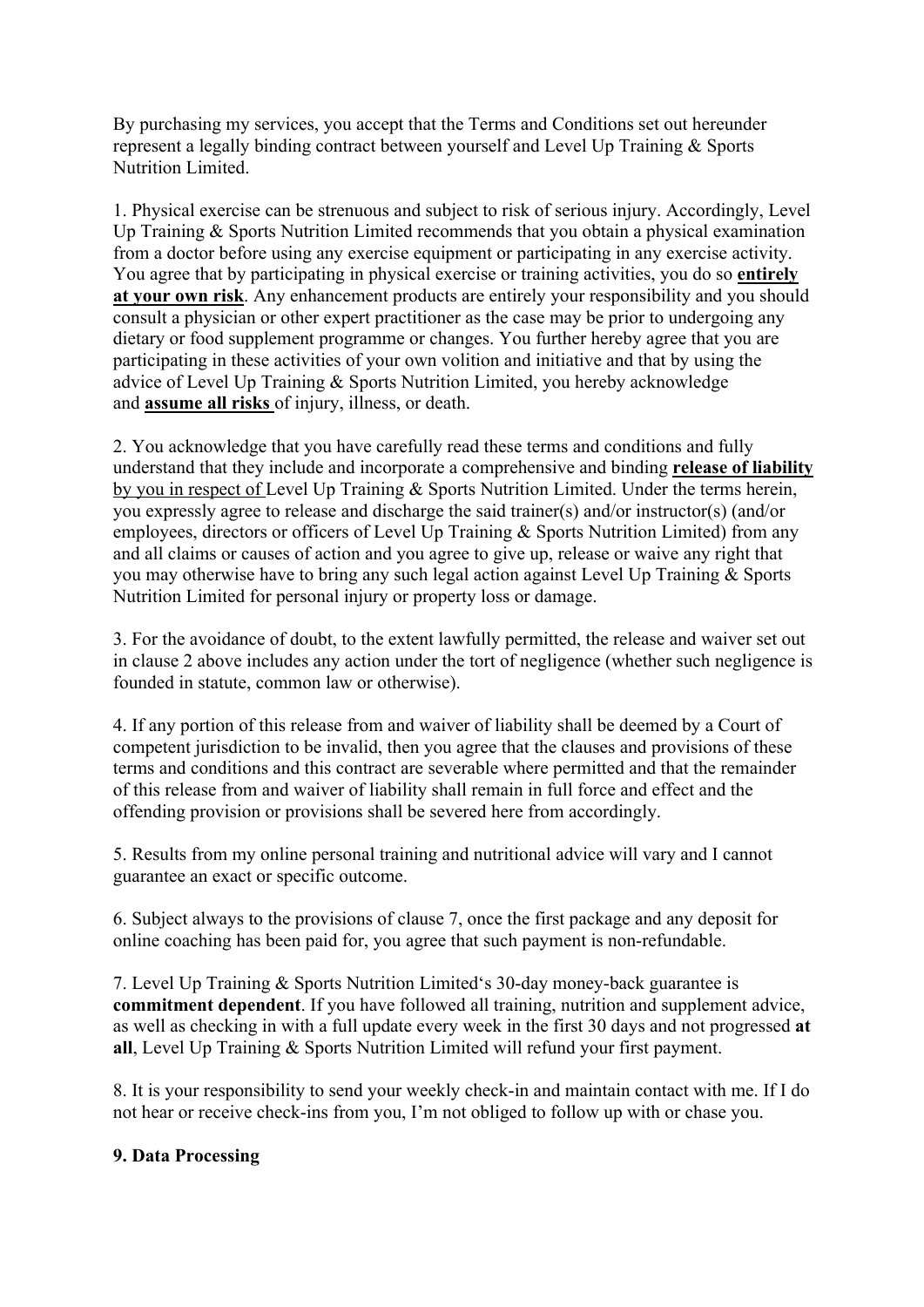By purchasing my services, you accept that the Terms and Conditions set out hereunder represent a legally binding contract between yourself and Level Up Training & Sports Nutrition Limited.

1. Physical exercise can be strenuous and subject to risk of serious injury. Accordingly, Level Up Training & Sports Nutrition Limited recommends that you obtain a physical examination from a doctor before using any exercise equipment or participating in any exercise activity. You agree that by participating in physical exercise or training activities, you do so **entirely at your own risk**. Any enhancement products are entirely your responsibility and you should consult a physician or other expert practitioner as the case may be prior to undergoing any dietary or food supplement programme or changes. You further hereby agree that you are participating in these activities of your own volition and initiative and that by using the advice of Level Up Training & Sports Nutrition Limited, you hereby acknowledge and **assume all risks** of injury, illness, or death.

2. You acknowledge that you have carefully read these terms and conditions and fully understand that they include and incorporate a comprehensive and binding **release of liability** by you in respect of Level Up Training & Sports Nutrition Limited. Under the terms herein, you expressly agree to release and discharge the said trainer(s) and/or instructor(s) (and/or employees, directors or officers of Level Up Training & Sports Nutrition Limited) from any and all claims or causes of action and you agree to give up, release or waive any right that you may otherwise have to bring any such legal action against Level Up Training & Sports Nutrition Limited for personal injury or property loss or damage.

3. For the avoidance of doubt, to the extent lawfully permitted, the release and waiver set out in clause 2 above includes any action under the tort of negligence (whether such negligence is founded in statute, common law or otherwise).

4. If any portion of this release from and waiver of liability shall be deemed by a Court of competent jurisdiction to be invalid, then you agree that the clauses and provisions of these terms and conditions and this contract are severable where permitted and that the remainder of this release from and waiver of liability shall remain in full force and effect and the offending provision or provisions shall be severed here from accordingly.

5. Results from my online personal training and nutritional advice will vary and I cannot guarantee an exact or specific outcome.

6. Subject always to the provisions of clause 7, once the first package and any deposit for online coaching has been paid for, you agree that such payment is non-refundable.

7. Level Up Training & Sports Nutrition Limited's 30-day money-back guarantee is **commitment dependent**. If you have followed all training, nutrition and supplement advice, as well as checking in with a full update every week in the first 30 days and not progressed **at all**, Level Up Training & Sports Nutrition Limited will refund your first payment.

8. It is your responsibility to send your weekly check-in and maintain contact with me. If I do not hear or receive check-ins from you, I'm not obliged to follow up with or chase you.

**9. Data Processing**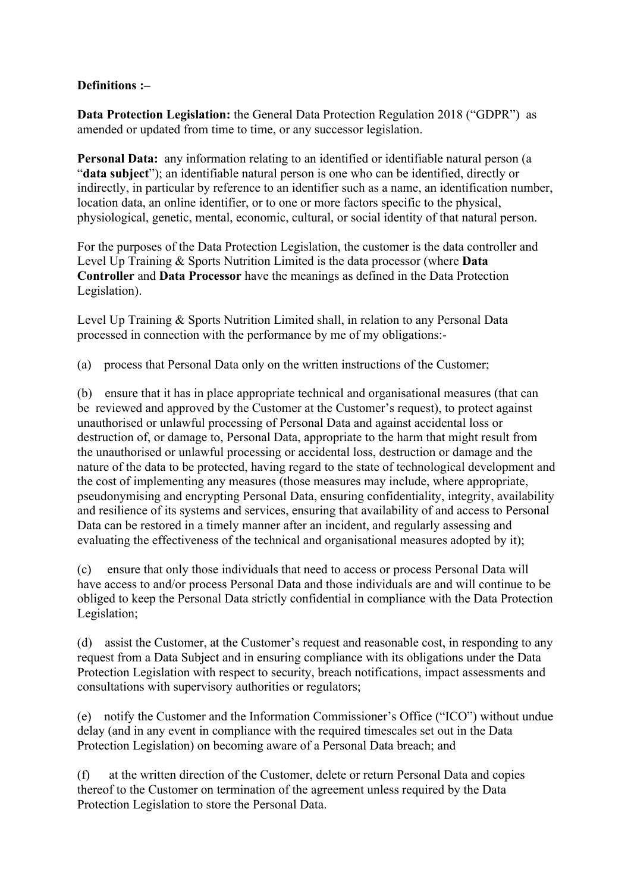**Definitions :–**

**Data Protection Legislation:** the General Data Protection Regulation 2018 ("GDPR") as amended or updated from time to time, or any successor legislation.

**Personal Data:** any information relating to an identified or identifiable natural person (a "**data subject**"); an identifiable natural person is one who can be identified, directly or indirectly, in particular by reference to an identifier such as a name, an identification number, location data, an online identifier, or to one or more factors specific to the physical, physiological, genetic, mental, economic, cultural, or social identity of that natural person.

For the purposes of the Data Protection Legislation, the customer is the data controller and Level Up Training & Sports Nutrition Limited is the data processor (where **Data Controller** and **Data Processor** have the meanings as defined in the Data Protection Legislation).

Level Up Training & Sports Nutrition Limited shall, in relation to any Personal Data processed in connection with the performance by me of my obligations:-

(a) process that Personal Data only on the written instructions of the Customer;

(b) ensure that it has in place appropriate technical and organisational measures (that can be reviewed and approved by the Customer at the Customer's request), to protect against unauthorised or unlawful processing of Personal Data and against accidental loss or destruction of, or damage to, Personal Data, appropriate to the harm that might result from the unauthorised or unlawful processing or accidental loss, destruction or damage and the nature of the data to be protected, having regard to the state of technological development and the cost of implementing any measures (those measures may include, where appropriate, pseudonymising and encrypting Personal Data, ensuring confidentiality, integrity, availability and resilience of its systems and services, ensuring that availability of and access to Personal Data can be restored in a timely manner after an incident, and regularly assessing and evaluating the effectiveness of the technical and organisational measures adopted by it);

(c) ensure that only those individuals that need to access or process Personal Data will have access to and/or process Personal Data and those individuals are and will continue to be obliged to keep the Personal Data strictly confidential in compliance with the Data Protection Legislation;

(d) assist the Customer, at the Customer's request and reasonable cost, in responding to any request from a Data Subject and in ensuring compliance with its obligations under the Data Protection Legislation with respect to security, breach notifications, impact assessments and consultations with supervisory authorities or regulators;

(e) notify the Customer and the Information Commissioner's Office ("ICO") without undue delay (and in any event in compliance with the required timescales set out in the Data Protection Legislation) on becoming aware of a Personal Data breach; and

(f) at the written direction of the Customer, delete or return Personal Data and copies thereof to the Customer on termination of the agreement unless required by the Data Protection Legislation to store the Personal Data.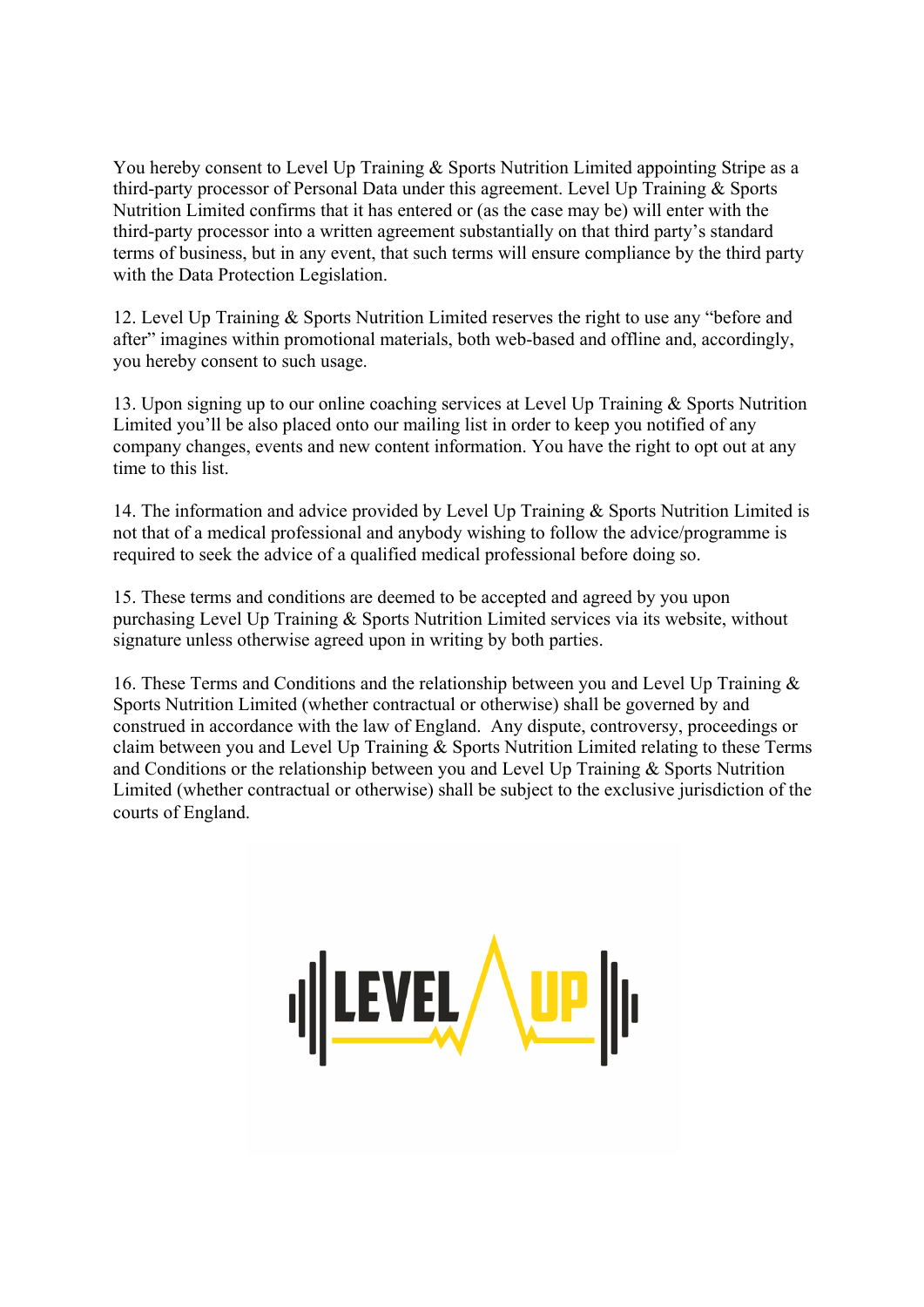You hereby consent to Level Up Training & Sports Nutrition Limited appointing Stripe as a third-party processor of Personal Data under this agreement. Level Up Training & Sports Nutrition Limited confirms that it has entered or (as the case may be) will enter with the third-party processor into a written agreement substantially on that third party's standard terms of business, but in any event, that such terms will ensure compliance by the third party with the Data Protection Legislation.

12. Level Up Training & Sports Nutrition Limited reserves the right to use any "before and after" imagines within promotional materials, both web-based and offline and, accordingly, you hereby consent to such usage.

13. Upon signing up to our online coaching services at Level Up Training & Sports Nutrition Limited you'll be also placed onto our mailing list in order to keep you notified of any company changes, events and new content information. You have the right to opt out at any time to this list.

14. The information and advice provided by Level Up Training & Sports Nutrition Limited is not that of a medical professional and anybody wishing to follow the advice/programme is required to seek the advice of a qualified medical professional before doing so.

15. These terms and conditions are deemed to be accepted and agreed by you upon purchasing Level Up Training & Sports Nutrition Limited services via its website, without signature unless otherwise agreed upon in writing by both parties.

16. These Terms and Conditions and the relationship between you and Level Up Training & Sports Nutrition Limited (whether contractual or otherwise) shall be governed by and construed in accordance with the law of England. Any dispute, controversy, proceedings or claim between you and Level Up Training & Sports Nutrition Limited relating to these Terms and Conditions or the relationship between you and Level Up Training & Sports Nutrition Limited (whether contractual or otherwise) shall be subject to the exclusive jurisdiction of the courts of England.

LEVEL UP